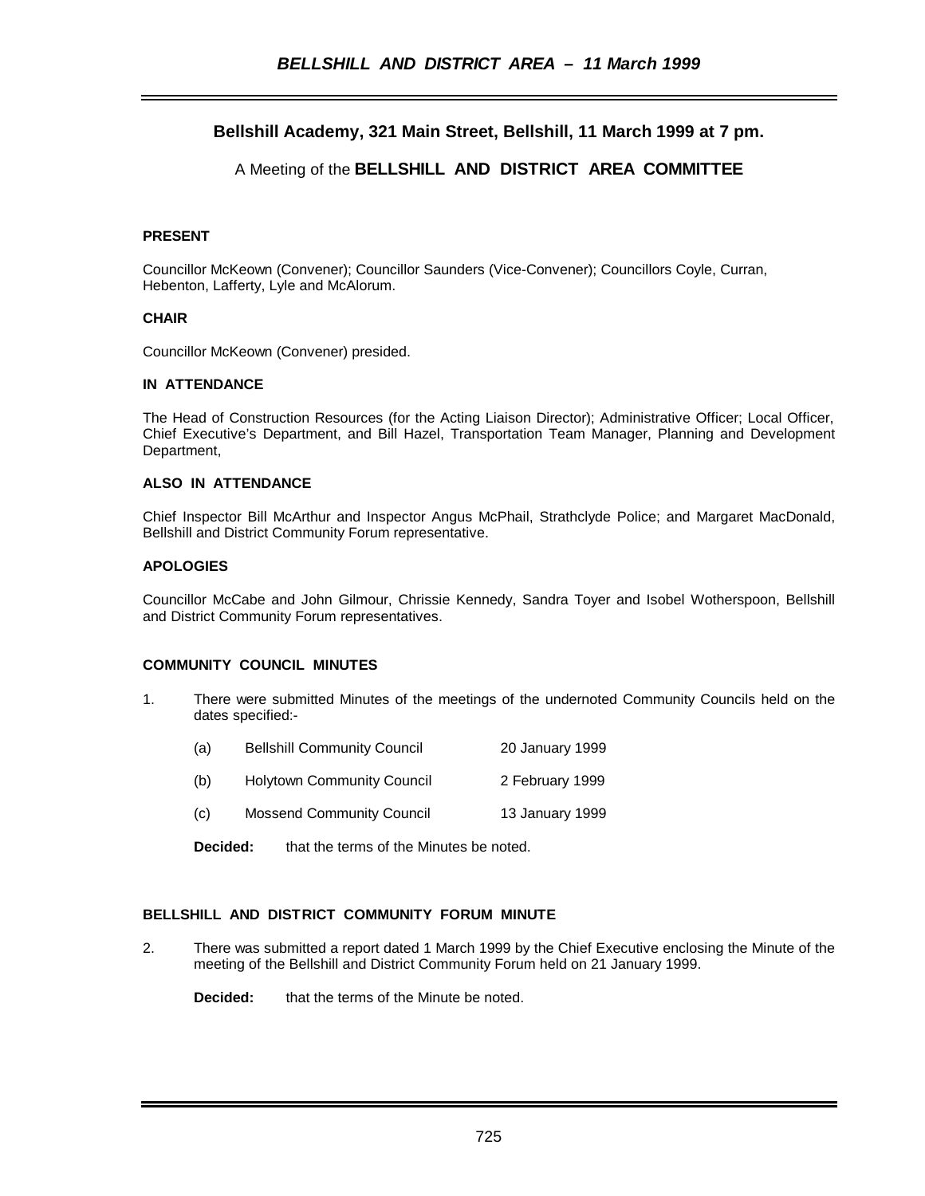**Bellshill Academy, 321 Main Street, Bellshill, 11 March 1999 at 7 pm.**

A Meeting of the **BELLSHILL AND DISTRICT AREA COMMITTEE**

**PRESENT**

Councillor McKeown (Convener); Councillor Saunders (Vice-Convener); Councillors Coyle, Curran, Hebenton, Lafferty, Lyle and McAlorum.

**CHAIR**

Councillor McKeown (Convener) presided.

**IN ATTENDANCE**

The Head of Construction Resources (for the Acting Liaison Director); Administrative Officer; Local Officer, Chief Executive's Department, and Bill Hazel, Transportation Team Manager, Planning and Development Department,

**ALSO IN ATTENDANCE**

Chief Inspector Bill McArthur and Inspector Angus McPhail, Strathclyde Police; and Margaret MacDonald, Bellshill and District Community Forum representative.

**APOLOGIES**

Councillor McCabe and John Gilmour, Chrissie Kennedy, Sandra Toyer and Isobel Wotherspoon, Bellshill and District Community Forum representatives.

**COMMUNITY COUNCIL MINUTES**

1. There were submitted Minutes of the meetings of the undernoted Community Councils held on the dates specified:-

   (a) Bellshill Community Council 20 January 1999

   (b) Holytown Community Council 2 February 1999

   (c) Mossend Community Council 13 January 1999

   **Decided:** that the terms of the Minutes be noted.

**BELLSHILL AND DISTRICT COMMUNITY FORUM MINUTE**

2. There was submitted a report dated 1 March 1999 by the Chief Executive enclosing the Minute of the meeting of the Bellshill and District Community Forum held on 21 January 1999.

   **Decided:** that the terms of the Minute be noted.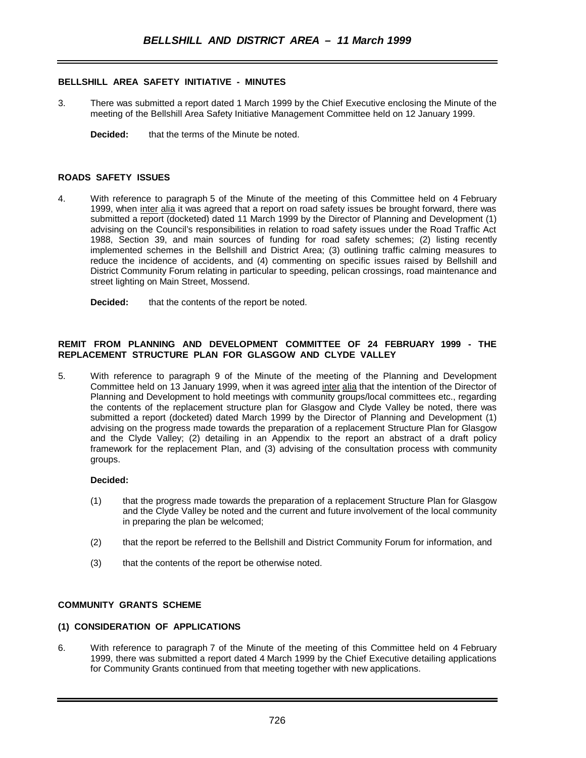### BELLSHILL AREA SAFETY INITIATIVE - MINUTES

3. There was submitted a report dated 1 March 1999 by the Chief Executive enclosing the Minute of the meeting of the Bellshill Area Safety Initiative Management Committee held on 12 January 1999.

   **Decided:** that the terms of the Minute be noted.

### ROADS SAFETY ISSUES

4. With reference to paragraph 5 of the Minute of the meeting of this Committee held on 4 February 1999, when inter alia it was agreed that a report on road safety issues be brought forward, there was submitted a report (docketed) dated 11 March 1999 by the Director of Planning and Development (1) advising on the Council's responsibilities in relation to road safety issues under the Road Traffic Act 1988, Section 39, and main sources of funding for road safety schemes; (2) listing recently implemented schemes in the Bellshill and District Area; (3) outlining traffic calming measures to reduce the incidence of accidents, and (4) commenting on specific issues raised by Bellshill and District Community Forum relating in particular to speeding, pelican crossings, road maintenance and street lighting on Main Street, Mossend.

   **Decided:** that the contents of the report be noted.

### REMIT FROM PLANNING AND DEVELOPMENT COMMITTEE OF 24 FEBRUARY 1999 - THE REPLACEMENT STRUCTURE PLAN FOR GLASGOW AND CLYDE VALLEY

5. With reference to paragraph 9 of the Minute of the meeting of the Planning and Development Committee held on 13 January 1999, when it was agreed inter alia that the intention of the Director of Planning and Development to hold meetings with community groups/local committees etc., regarding the contents of the replacement structure plan for Glasgow and Clyde Valley be noted, there was submitted a report (docketed) dated March 1999 by the Director of Planning and Development (1) advising on the progress made towards the preparation of a replacement Structure Plan for Glasgow and the Clyde Valley; (2) detailing in an Appendix to the report an abstract of a draft policy framework for the replacement Plan, and (3) advising of the consultation process with community groups.

   **Decided:**

   (1) that the progress made towards the preparation of a replacement Structure Plan for Glasgow and the Clyde Valley be noted and the current and future involvement of the local community in preparing the plan be welcomed;

   (2) that the report be referred to the Bellshill and District Community Forum for information, and

   (3) that the contents of the report be otherwise noted.

### COMMUNITY GRANTS SCHEME

#### (1) CONSIDERATION OF APPLICATIONS

6. With reference to paragraph 7 of the Minute of the meeting of this Committee held on 4 February 1999, there was submitted a report dated 4 March 1999 by the Chief Executive detailing applications for Community Grants continued from that meeting together with new applications.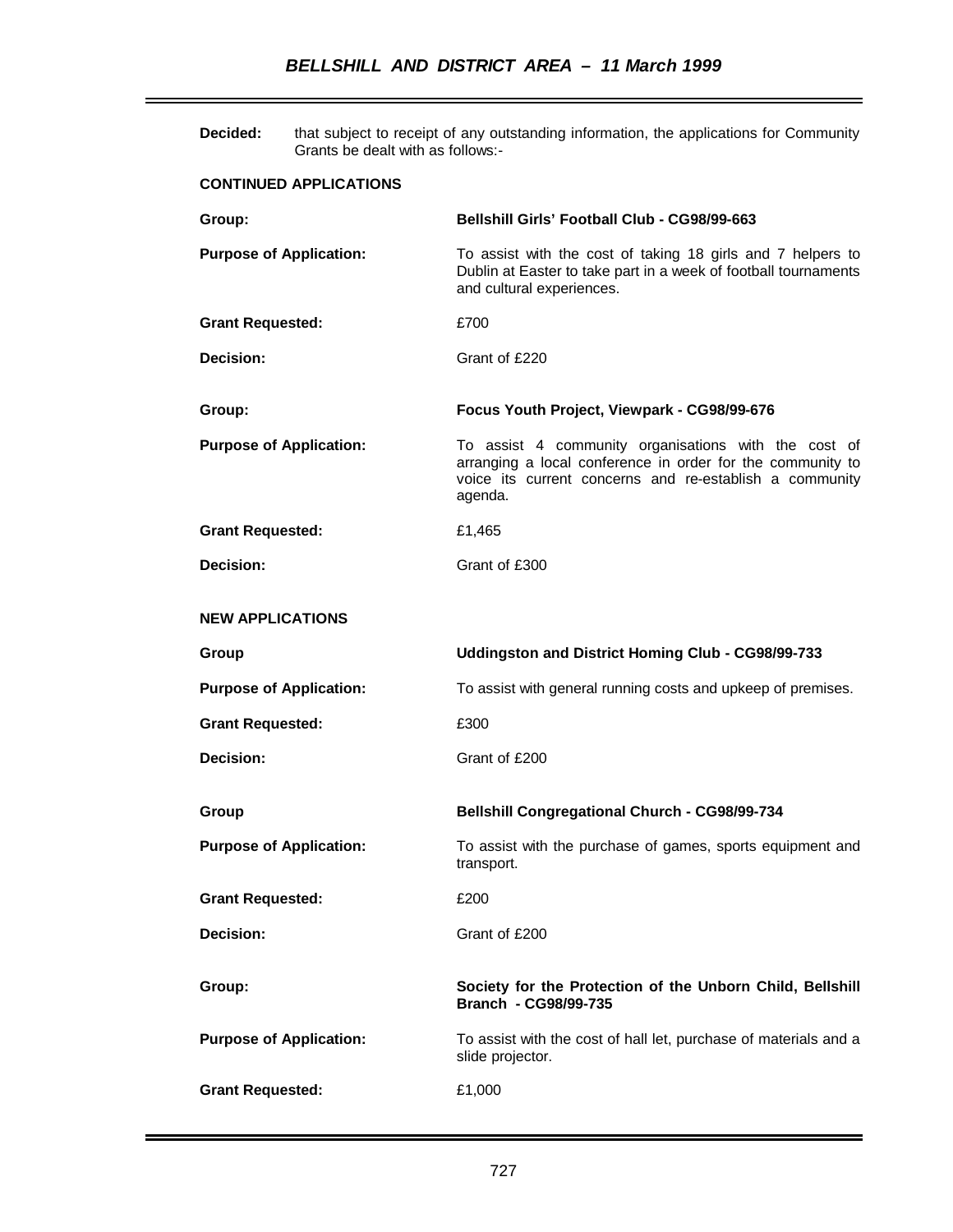**Decided:** that subject to receipt of any outstanding information, the applications for Community Grants be dealt with as follows:-

**CONTINUED APPLICATIONS**

| | |
|---|---|
| **Group:** | **Bellshill Girls' Football Club - CG98/99-663** |
| **Purpose of Application:** | To assist with the cost of taking 18 girls and 7 helpers to Dublin at Easter to take part in a week of football tournaments and cultural experiences. |
| **Grant Requested:** | £700 |
| **Decision:** | Grant of £220 |

| | |
|---|---|
| **Group:** | **Focus Youth Project, Viewpark - CG98/99-676** |
| **Purpose of Application:** | To assist 4 community organisations with the cost of arranging a local conference in order for the community to voice its current concerns and re-establish a community agenda. |
| **Grant Requested:** | £1,465 |
| **Decision:** | Grant of £300 |

**NEW APPLICATIONS**

| | |
|---|---|
| **Group** | **Uddingston and District Homing Club - CG98/99-733** |
| **Purpose of Application:** | To assist with general running costs and upkeep of premises. |
| **Grant Requested:** | £300 |
| **Decision:** | Grant of £200 |

| | |
|---|---|
| **Group** | **Bellshill Congregational Church - CG98/99-734** |
| **Purpose of Application:** | To assist with the purchase of games, sports equipment and transport. |
| **Grant Requested:** | £200 |
| **Decision:** | Grant of £200 |

| | |
|---|---|
| **Group:** | **Society for the Protection of the Unborn Child, Bellshill Branch - CG98/99-735** |
| **Purpose of Application:** | To assist with the cost of hall let, purchase of materials and a slide projector. |
| **Grant Requested:** | £1,000 |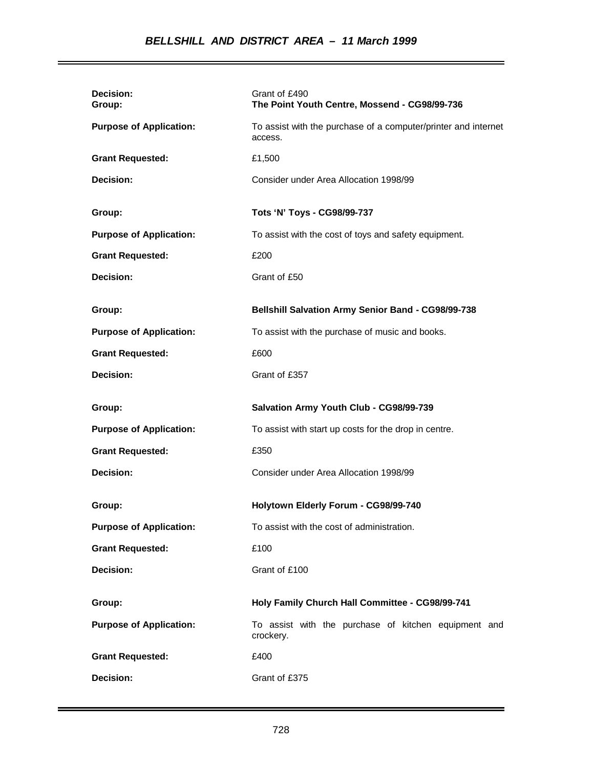| | |
|---|---|
| **Decision:** | Grant of £490 |
| **Group:** | **The Point Youth Centre, Mossend - CG98/99-736** |
| **Purpose of Application:** | To assist with the purchase of a computer/printer and internet access. |
| **Grant Requested:** | £1,500 |
| **Decision:** | Consider under Area Allocation 1998/99 |
| | |
| **Group:** | **Tots 'N' Toys - CG98/99-737** |
| **Purpose of Application:** | To assist with the cost of toys and safety equipment. |
| **Grant Requested:** | £200 |
| **Decision:** | Grant of £50 |
| | |
| **Group:** | **Bellshill Salvation Army Senior Band - CG98/99-738** |
| **Purpose of Application:** | To assist with the purchase of music and books. |
| **Grant Requested:** | £600 |
| **Decision:** | Grant of £357 |
| | |
| **Group:** | **Salvation Army Youth Club - CG98/99-739** |
| **Purpose of Application:** | To assist with start up costs for the drop in centre. |
| **Grant Requested:** | £350 |
| **Decision:** | Consider under Area Allocation 1998/99 |
| | |
| **Group:** | **Holytown Elderly Forum - CG98/99-740** |
| **Purpose of Application:** | To assist with the cost of administration. |
| **Grant Requested:** | £100 |
| **Decision:** | Grant of £100 |
| | |
| **Group:** | **Holy Family Church Hall Committee - CG98/99-741** |
| **Purpose of Application:** | To assist with the purchase of kitchen equipment and crockery. |
| **Grant Requested:** | £400 |
| **Decision:** | Grant of £375 |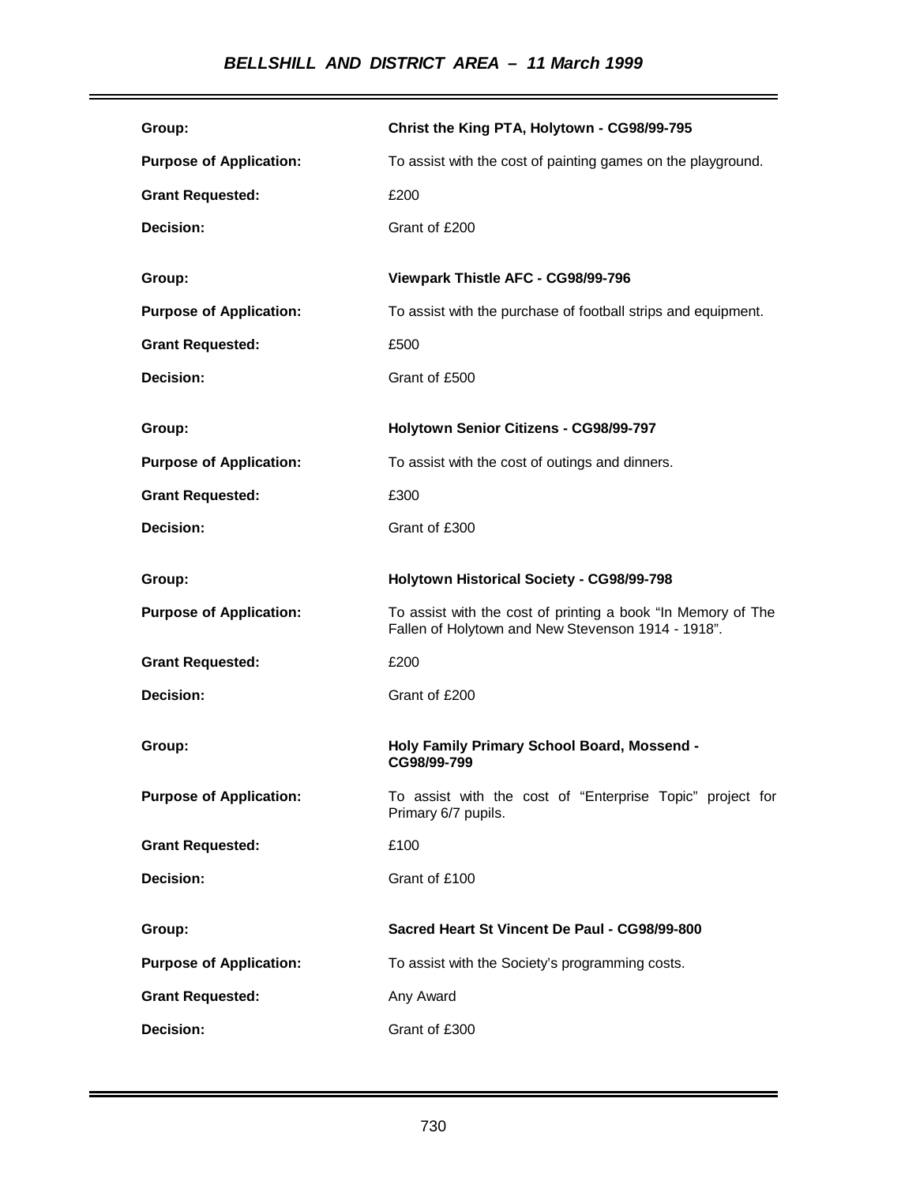| | |
|---|---|
| **Group:** | **Christ the King PTA, Holytown - CG98/99-795** |
| **Purpose of Application:** | To assist with the cost of painting games on the playground. |
| **Grant Requested:** | £200 |
| **Decision:** | Grant of £200 |
| **Group:** | **Viewpark Thistle AFC - CG98/99-796** |
| **Purpose of Application:** | To assist with the purchase of football strips and equipment. |
| **Grant Requested:** | £500 |
| **Decision:** | Grant of £500 |
| **Group:** | **Holytown Senior Citizens - CG98/99-797** |
| **Purpose of Application:** | To assist with the cost of outings and dinners. |
| **Grant Requested:** | £300 |
| **Decision:** | Grant of £300 |
| **Group:** | **Holytown Historical Society - CG98/99-798** |
| **Purpose of Application:** | To assist with the cost of printing a book "In Memory of The Fallen of Holytown and New Stevenson 1914 - 1918". |
| **Grant Requested:** | £200 |
| **Decision:** | Grant of £200 |
| **Group:** | **Holy Family Primary School Board, Mossend - CG98/99-799** |
| **Purpose of Application:** | To assist with the cost of "Enterprise Topic" project for Primary 6/7 pupils. |
| **Grant Requested:** | £100 |
| **Decision:** | Grant of £100 |
| **Group:** | **Sacred Heart St Vincent De Paul - CG98/99-800** |
| **Purpose of Application:** | To assist with the Society's programming costs. |
| **Grant Requested:** | Any Award |
| **Decision:** | Grant of £300 |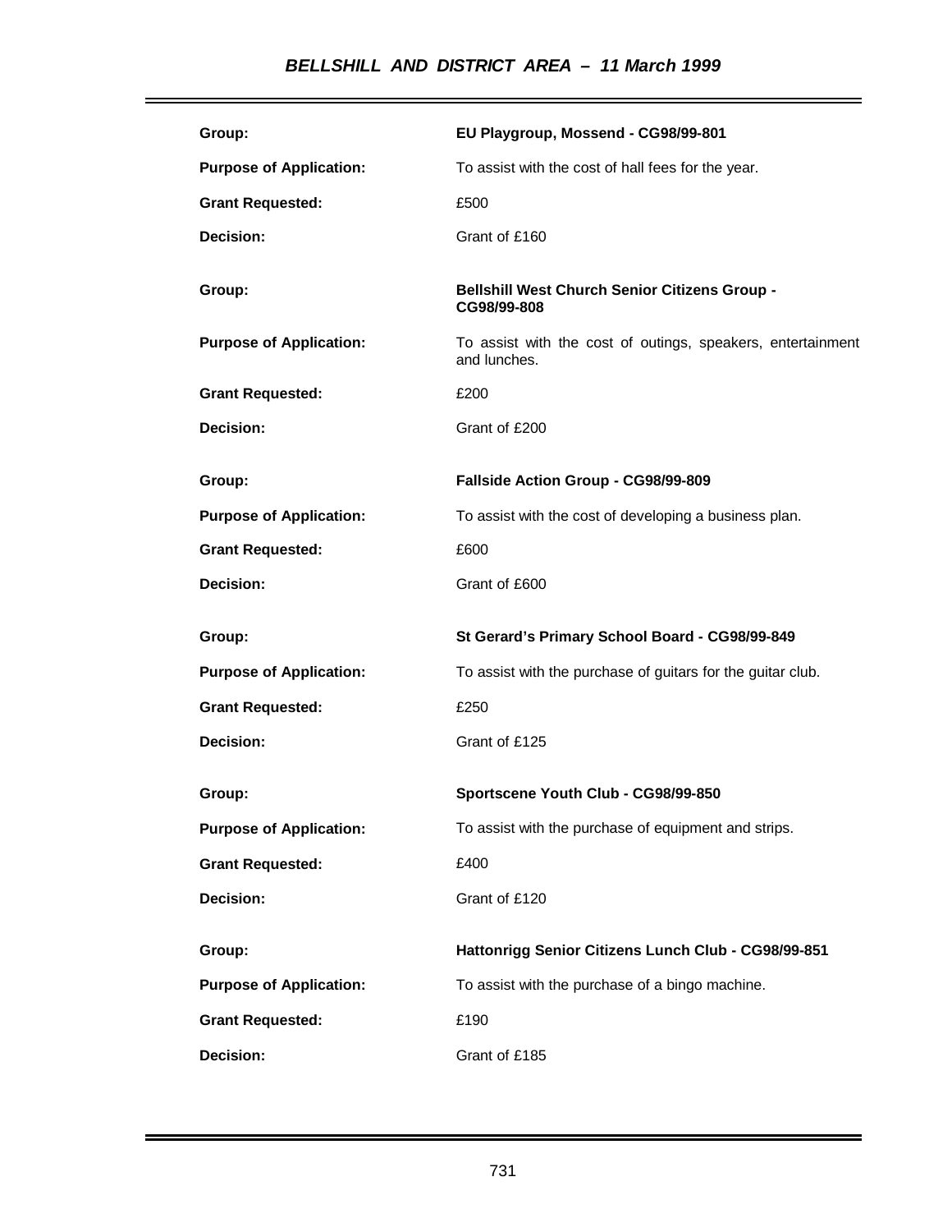| | |
|---|---|
| **Group:** | **EU Playgroup, Mossend - CG98/99-801** |
| **Purpose of Application:** | To assist with the cost of hall fees for the year. |
| **Grant Requested:** | £500 |
| **Decision:** | Grant of £160 |

| | |
|---|---|
| **Group:** | **Bellshill West Church Senior Citizens Group - CG98/99-808** |
| **Purpose of Application:** | To assist with the cost of outings, speakers, entertainment and lunches. |
| **Grant Requested:** | £200 |
| **Decision:** | Grant of £200 |

| | |
|---|---|
| **Group:** | **Fallside Action Group - CG98/99-809** |
| **Purpose of Application:** | To assist with the cost of developing a business plan. |
| **Grant Requested:** | £600 |
| **Decision:** | Grant of £600 |

| | |
|---|---|
| **Group:** | **St Gerard's Primary School Board - CG98/99-849** |
| **Purpose of Application:** | To assist with the purchase of guitars for the guitar club. |
| **Grant Requested:** | £250 |
| **Decision:** | Grant of £125 |

| | |
|---|---|
| **Group:** | **Sportscene Youth Club - CG98/99-850** |
| **Purpose of Application:** | To assist with the purchase of equipment and strips. |
| **Grant Requested:** | £400 |
| **Decision:** | Grant of £120 |

| | |
|---|---|
| **Group:** | **Hattonrigg Senior Citizens Lunch Club - CG98/99-851** |
| **Purpose of Application:** | To assist with the purchase of a bingo machine. |
| **Grant Requested:** | £190 |
| **Decision:** | Grant of £185 |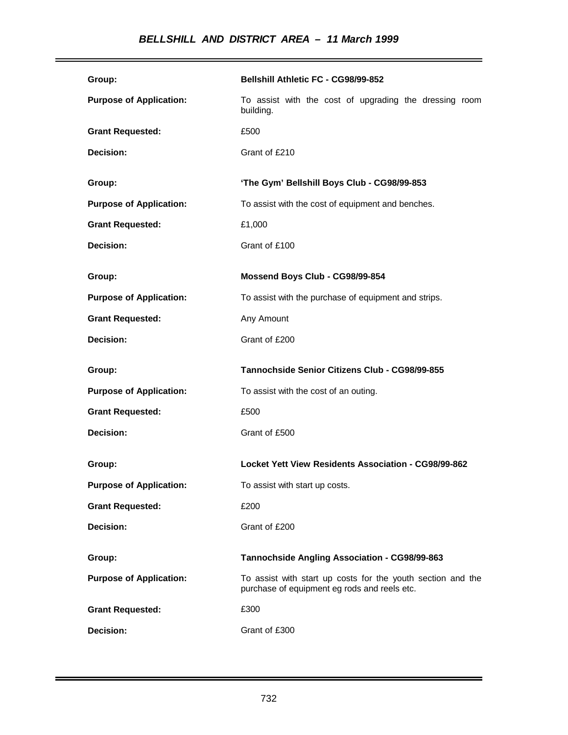| | |
|---|---|
| **Group:** | **Bellshill Athletic FC - CG98/99-852** |
| **Purpose of Application:** | To assist with the cost of upgrading the dressing room building. |
| **Grant Requested:** | £500 |
| **Decision:** | Grant of £210 |
| **Group:** | **'The Gym' Bellshill Boys Club - CG98/99-853** |
| **Purpose of Application:** | To assist with the cost of equipment and benches. |
| **Grant Requested:** | £1,000 |
| **Decision:** | Grant of £100 |
| **Group:** | **Mossend Boys Club - CG98/99-854** |
| **Purpose of Application:** | To assist with the purchase of equipment and strips. |
| **Grant Requested:** | Any Amount |
| **Decision:** | Grant of £200 |
| **Group:** | **Tannochside Senior Citizens Club - CG98/99-855** |
| **Purpose of Application:** | To assist with the cost of an outing. |
| **Grant Requested:** | £500 |
| **Decision:** | Grant of £500 |
| **Group:** | **Locket Yett View Residents Association - CG98/99-862** |
| **Purpose of Application:** | To assist with start up costs. |
| **Grant Requested:** | £200 |
| **Decision:** | Grant of £200 |
| **Group:** | **Tannochside Angling Association - CG98/99-863** |
| **Purpose of Application:** | To assist with start up costs for the youth section and the purchase of equipment eg rods and reels etc. |
| **Grant Requested:** | £300 |
| **Decision:** | Grant of £300 |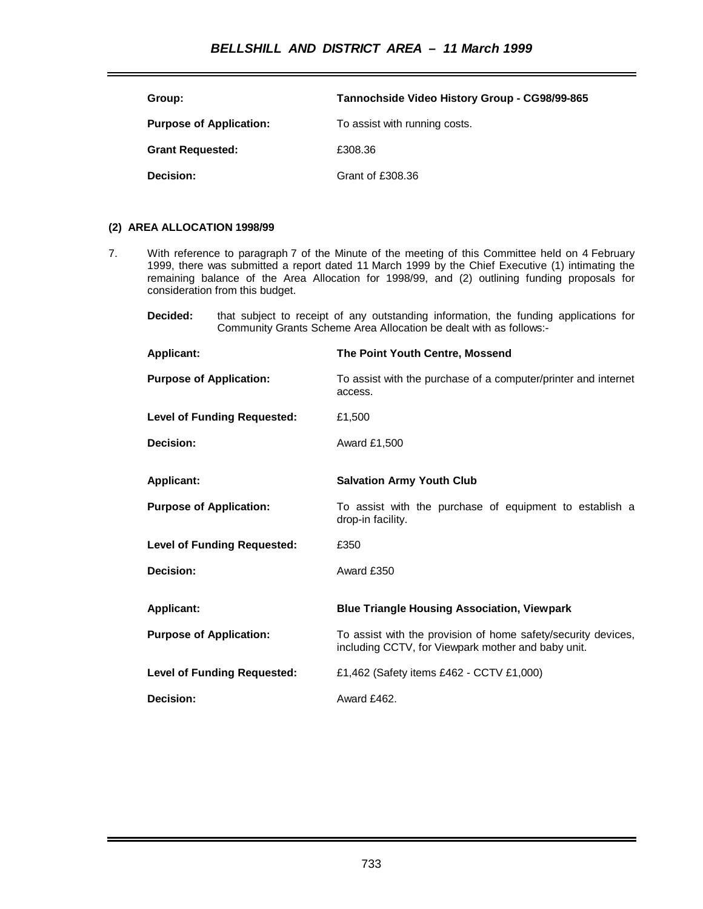| | |
|---|---|
| **Group:** | **Tannochside Video History Group - CG98/99-865** |
| **Purpose of Application:** | To assist with running costs. |
| **Grant Requested:** | £308.36 |
| **Decision:** | Grant of £308.36 |

**(2) AREA ALLOCATION 1998/99**

7. With reference to paragraph 7 of the Minute of the meeting of this Committee held on 4 February 1999, there was submitted a report dated 11 March 1999 by the Chief Executive (1) intimating the remaining balance of the Area Allocation for 1998/99, and (2) outlining funding proposals for consideration from this budget.

   **Decided:** that subject to receipt of any outstanding information, the funding applications for Community Grants Scheme Area Allocation be dealt with as follows:-

| | |
|---|---|
| **Applicant:** | **The Point Youth Centre, Mossend** |
| **Purpose of Application:** | To assist with the purchase of a computer/printer and internet access. |
| **Level of Funding Requested:** | £1,500 |
| **Decision:** | Award £1,500 |

| | |
|---|---|
| **Applicant:** | **Salvation Army Youth Club** |
| **Purpose of Application:** | To assist with the purchase of equipment to establish a drop-in facility. |
| **Level of Funding Requested:** | £350 |
| **Decision:** | Award £350 |

| | |
|---|---|
| **Applicant:** | **Blue Triangle Housing Association, Viewpark** |
| **Purpose of Application:** | To assist with the provision of home safety/security devices, including CCTV, for Viewpark mother and baby unit. |
| **Level of Funding Requested:** | £1,462 (Safety items £462 - CCTV £1,000) |
| **Decision:** | Award £462. |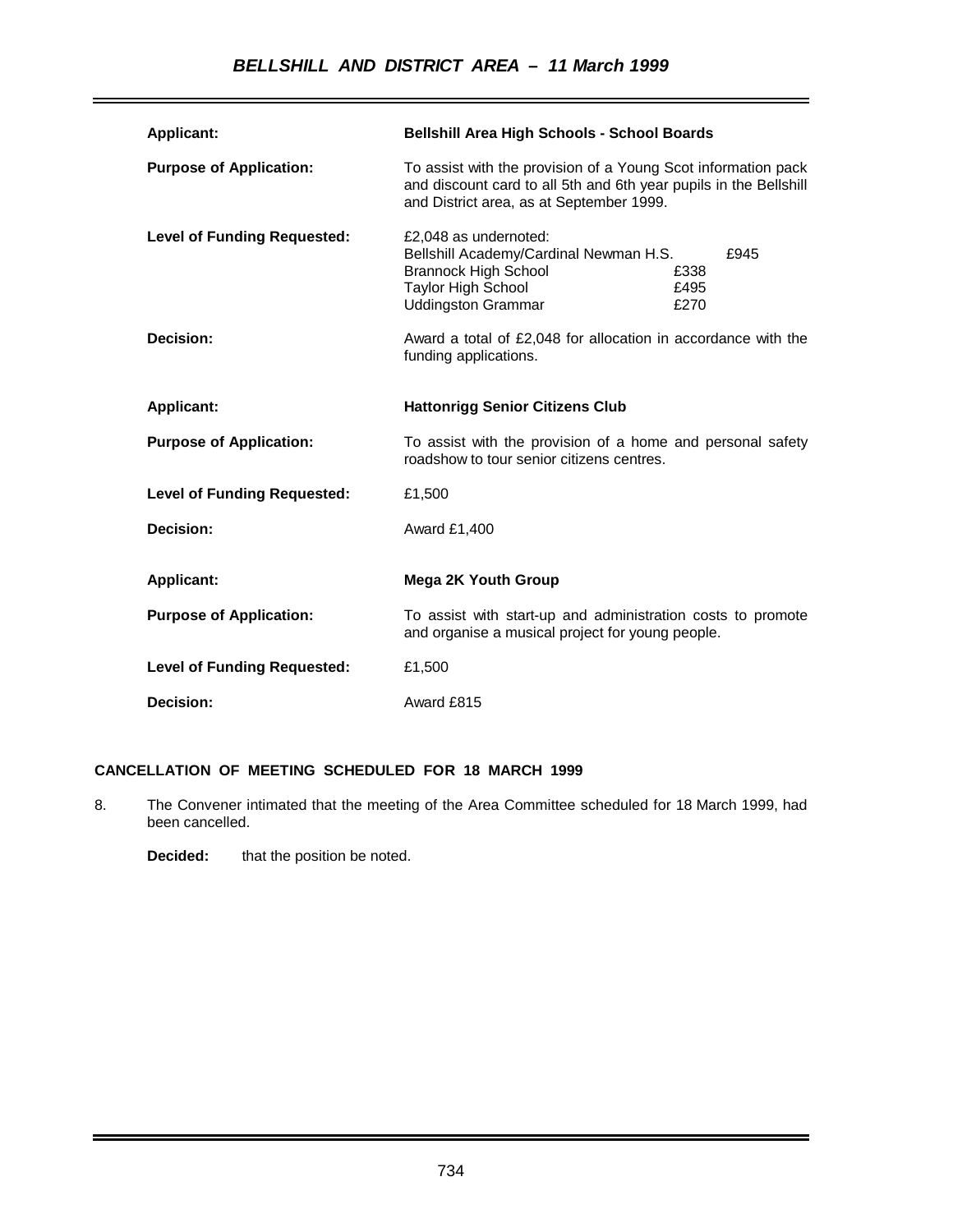| | |
|---|---|
| **Applicant:** | **Bellshill Area High Schools - School Boards** |
| **Purpose of Application:** | To assist with the provision of a Young Scot information pack and discount card to all 5th and 6th year pupils in the Bellshill and District area, as at September 1999. |
| **Level of Funding Requested:** | £2,048 as undernoted:<br>Bellshill Academy/Cardinal Newman H.S. £945<br>Brannock High School £338<br>Taylor High School £495<br>Uddingston Grammar £270 |
| **Decision:** | Award a total of £2,048 for allocation in accordance with the funding applications. |

| | |
|---|---|
| **Applicant:** | **Hattonrigg Senior Citizens Club** |
| **Purpose of Application:** | To assist with the provision of a home and personal safety roadshow to tour senior citizens centres. |
| **Level of Funding Requested:** | £1,500 |
| **Decision:** | Award £1,400 |

| | |
|---|---|
| **Applicant:** | **Mega 2K Youth Group** |
| **Purpose of Application:** | To assist with start-up and administration costs to promote and organise a musical project for young people. |
| **Level of Funding Requested:** | £1,500 |
| **Decision:** | Award £815 |

**CANCELLATION OF MEETING SCHEDULED FOR 18 MARCH 1999**

8. The Convener intimated that the meeting of the Area Committee scheduled for 18 March 1999, had been cancelled.

   **Decided:** that the position be noted.